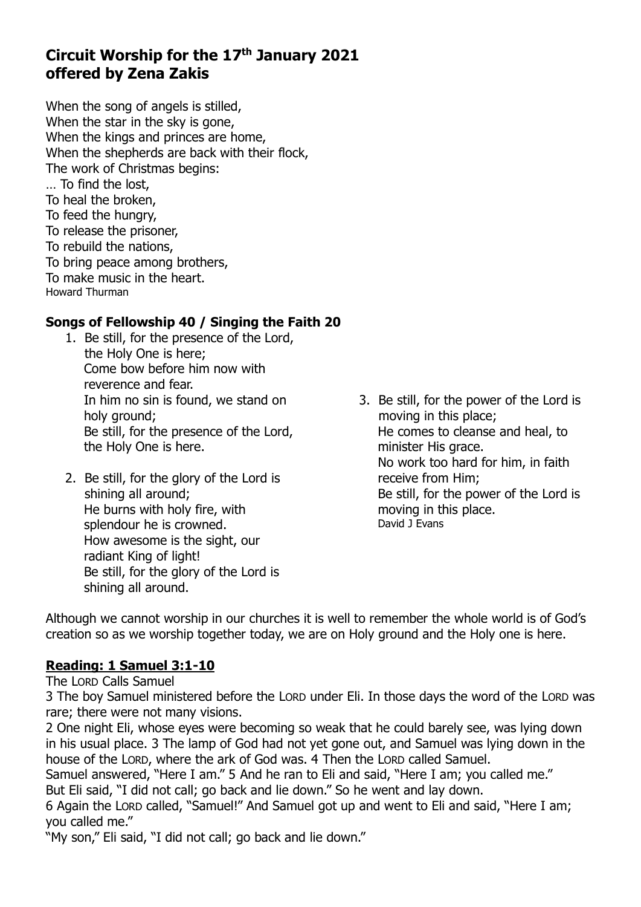# Circuit Worship for the 17th January 2021 offered by Zena Zakis

When the song of angels is stilled,
When the star in the sky is gone,
When the kings and princes are home,
When the shepherds are back with their flock,
The work of Christmas begins:
… To find the lost,
To heal the broken,
To feed the hungry,
To release the prisoner,
To rebuild the nations,
To bring peace among brothers,
To make music in the heart.
Howard Thurman

**Songs of Fellowship 40 / Singing the Faith 20**

1. Be still, for the presence of the Lord, the Holy One is here;
   Come bow before him now with reverence and fear.
   In him no sin is found, we stand on holy ground;
   Be still, for the presence of the Lord, the Holy One is here.

2. Be still, for the glory of the Lord is shining all around;
   He burns with holy fire, with splendour he is crowned.
   How awesome is the sight, our radiant King of light!
   Be still, for the glory of the Lord is shining all around.

3. Be still, for the power of the Lord is moving in this place;
   He comes to cleanse and heal, to minister His grace.
   No work too hard for him, in faith receive from Him;
   Be still, for the power of the Lord is moving in this place.

David J Evans

Although we cannot worship in our churches it is well to remember the whole world is of God's creation so as we worship together today, we are on Holy ground and the Holy one is here.

**Reading: 1 Samuel 3:1-10**

The LORD Calls Samuel

3 The boy Samuel ministered before the LORD under Eli. In those days the word of the LORD was rare; there were not many visions.

2 One night Eli, whose eyes were becoming so weak that he could barely see, was lying down in his usual place. 3 The lamp of God had not yet gone out, and Samuel was lying down in the house of the LORD, where the ark of God was. 4 Then the LORD called Samuel.

Samuel answered, "Here I am." 5 And he ran to Eli and said, "Here I am; you called me."
But Eli said, "I did not call; go back and lie down." So he went and lay down.

6 Again the LORD called, "Samuel!" And Samuel got up and went to Eli and said, "Here I am; you called me."

"My son," Eli said, "I did not call; go back and lie down."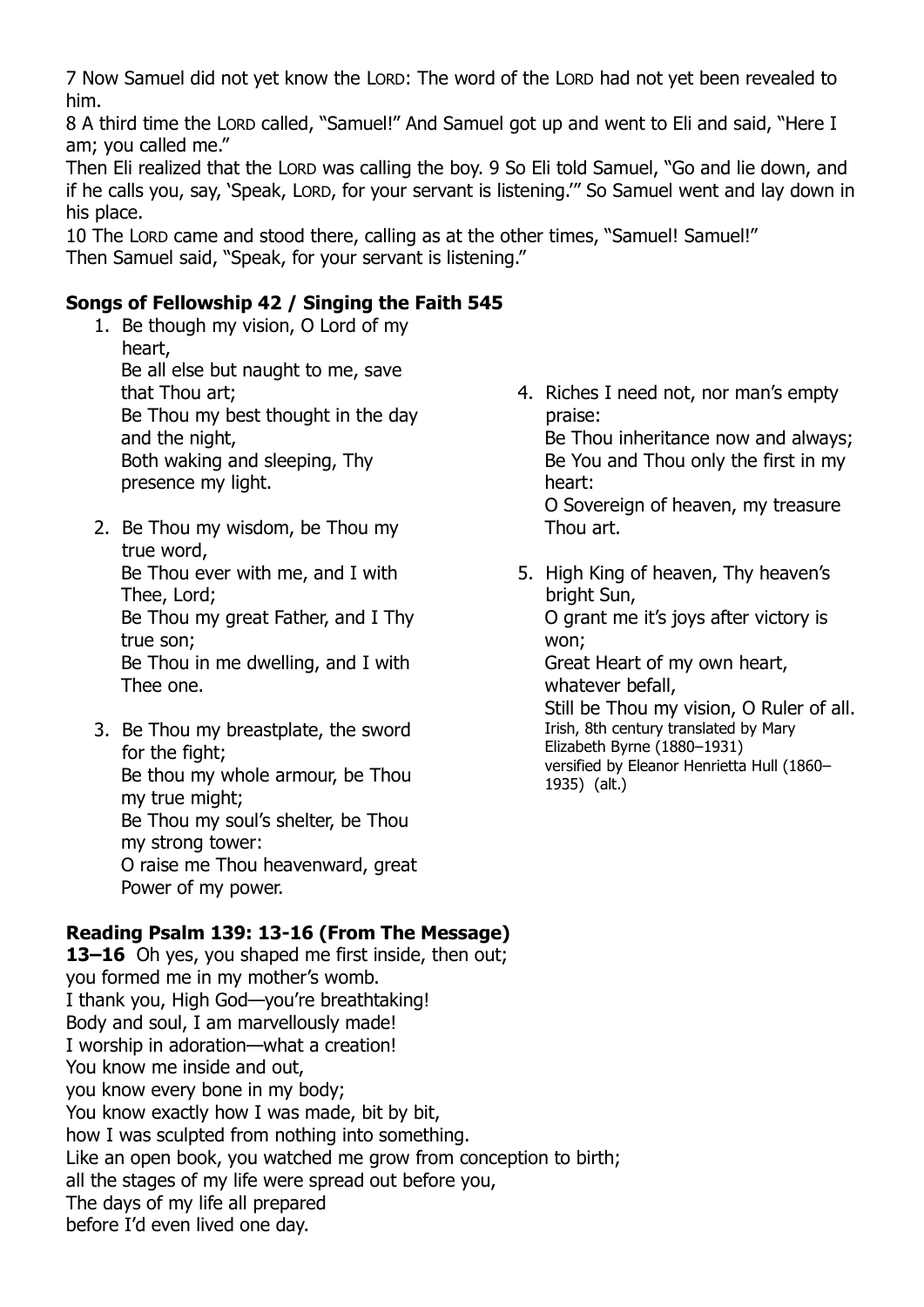7 Now Samuel did not yet know the LORD: The word of the LORD had not yet been revealed to him.

8 A third time the LORD called, "Samuel!" And Samuel got up and went to Eli and said, "Here I am; you called me."

Then Eli realized that the LORD was calling the boy. 9 So Eli told Samuel, "Go and lie down, and if he calls you, say, 'Speak, LORD, for your servant is listening.'" So Samuel went and lay down in his place.

10 The LORD came and stood there, calling as at the other times, "Samuel! Samuel!"

Then Samuel said, "Speak, for your servant is listening."

**Songs of Fellowship 42 / Singing the Faith 545**

1. Be though my vision, O Lord of my heart,
   Be all else but naught to me, save that Thou art;
   Be Thou my best thought in the day and the night,
   Both waking and sleeping, Thy presence my light.

2. Be Thou my wisdom, be Thou my true word,
   Be Thou ever with me, and I with Thee, Lord;
   Be Thou my great Father, and I Thy true son;
   Be Thou in me dwelling, and I with Thee one.

3. Be Thou my breastplate, the sword for the fight;
   Be thou my whole armour, be Thou my true might;
   Be Thou my soul's shelter, be Thou my strong tower:
   O raise me Thou heavenward, great Power of my power.

4. Riches I need not, nor man's empty praise:
   Be Thou inheritance now and always;
   Be You and Thou only the first in my heart:
   O Sovereign of heaven, my treasure Thou art.

5. High King of heaven, Thy heaven's bright Sun,
   O grant me it's joys after victory is won;
   Great Heart of my own heart, whatever befall,
   Still be Thou my vision, O Ruler of all.

Irish, 8th century translated by Mary Elizabeth Byrne (1880–1931)
versified by Eleanor Henrietta Hull (1860–1935) (alt.)

**Reading Psalm 139: 13-16 (From The Message)**

**13–16** Oh yes, you shaped me first inside, then out;
you formed me in my mother's womb.
I thank you, High God—you're breathtaking!
Body and soul, I am marvellously made!
I worship in adoration—what a creation!
You know me inside and out,
you know every bone in my body;
You know exactly how I was made, bit by bit,
how I was sculpted from nothing into something.
Like an open book, you watched me grow from conception to birth;
all the stages of my life were spread out before you,
The days of my life all prepared
before I'd even lived one day.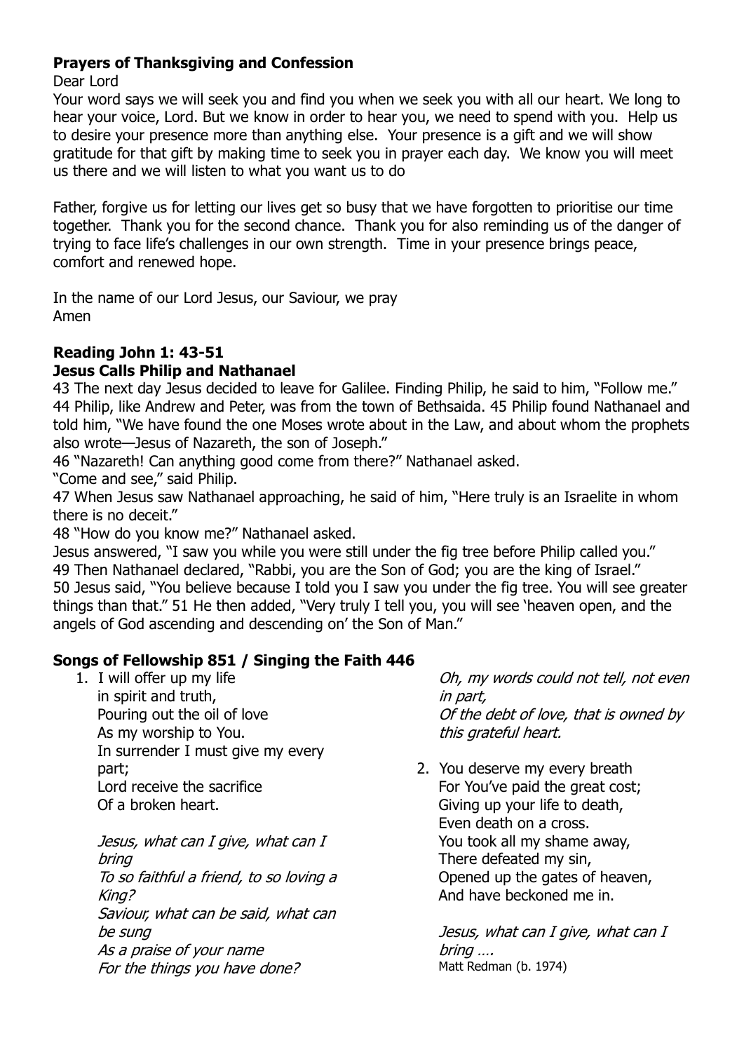**Prayers of Thanksgiving and Confession**

Dear Lord

Your word says we will seek you and find you when we seek you with all our heart. We long to hear your voice, Lord. But we know in order to hear you, we need to spend with you. Help us to desire your presence more than anything else. Your presence is a gift and we will show gratitude for that gift by making time to seek you in prayer each day. We know you will meet us there and we will listen to what you want us to do

Father, forgive us for letting our lives get so busy that we have forgotten to prioritise our time together. Thank you for the second chance. Thank you for also reminding us of the danger of trying to face life's challenges in our own strength. Time in your presence brings peace, comfort and renewed hope.

In the name of our Lord Jesus, our Saviour, we pray
Amen

**Reading John 1: 43-51**
**Jesus Calls Philip and Nathanael**

43 The next day Jesus decided to leave for Galilee. Finding Philip, he said to him, "Follow me." 44 Philip, like Andrew and Peter, was from the town of Bethsaida. 45 Philip found Nathanael and told him, "We have found the one Moses wrote about in the Law, and about whom the prophets also wrote—Jesus of Nazareth, the son of Joseph."

46 "Nazareth! Can anything good come from there?" Nathanael asked.

"Come and see," said Philip.

47 When Jesus saw Nathanael approaching, he said of him, "Here truly is an Israelite in whom there is no deceit."

48 "How do you know me?" Nathanael asked.

Jesus answered, "I saw you while you were still under the fig tree before Philip called you."

49 Then Nathanael declared, "Rabbi, you are the Son of God; you are the king of Israel."

50 Jesus said, "You believe because I told you I saw you under the fig tree. You will see greater things than that." 51 He then added, "Very truly I tell you, you will see 'heaven open, and the angels of God ascending and descending on' the Son of Man."

**Songs of Fellowship 851 / Singing the Faith 446**

1. I will offer up my life
   in spirit and truth,
   Pouring out the oil of love
   As my worship to You.
   In surrender I must give my every part;
   Lord receive the sacrifice
   Of a broken heart.

   *Jesus, what can I give, what can I bring*
   *To so faithful a friend, to so loving a King?*
   *Saviour, what can be said, what can be sung*
   *As a praise of your name*
   *For the things you have done?*
   *Oh, my words could not tell, not even in part,*
   *Of the debt of love, that is owned by this grateful heart.*

2. You deserve my every breath
   For You've paid the great cost;
   Giving up your life to death,
   Even death on a cross.
   You took all my shame away,
   There defeated my sin,
   Opened up the gates of heaven,
   And have beckoned me in.

   *Jesus, what can I give, what can I bring ….*

Matt Redman (b. 1974)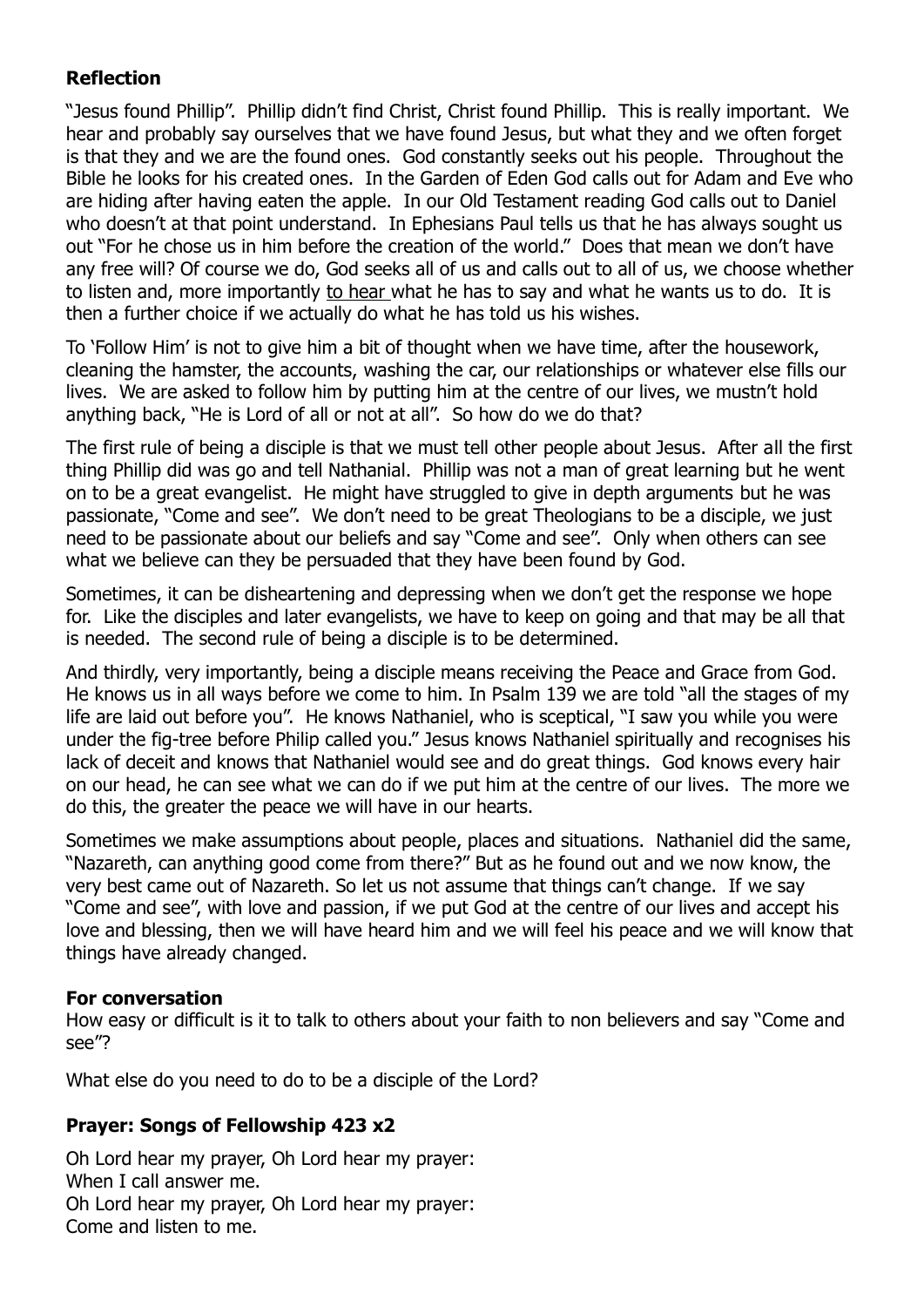### Reflection

"Jesus found Phillip". Phillip didn't find Christ, Christ found Phillip. This is really important. We hear and probably say ourselves that we have found Jesus, but what they and we often forget is that they and we are the found ones. God constantly seeks out his people. Throughout the Bible he looks for his created ones. In the Garden of Eden God calls out for Adam and Eve who are hiding after having eaten the apple. In our Old Testament reading God calls out to Daniel who doesn't at that point understand. In Ephesians Paul tells us that he has always sought us out "For he chose us in him before the creation of the world." Does that mean we don't have any free will? Of course we do, God seeks all of us and calls out to all of us, we choose whether to listen and, more importantly <u>to hear</u> what he has to say and what he wants us to do. It is then a further choice if we actually do what he has told us his wishes.

To 'Follow Him' is not to give him a bit of thought when we have time, after the housework, cleaning the hamster, the accounts, washing the car, our relationships or whatever else fills our lives. We are asked to follow him by putting him at the centre of our lives, we mustn't hold anything back, "He is Lord of all or not at all". So how do we do that?

The first rule of being a disciple is that we must tell other people about Jesus. After all the first thing Phillip did was go and tell Nathanial. Phillip was not a man of great learning but he went on to be a great evangelist. He might have struggled to give in depth arguments but he was passionate, "Come and see". We don't need to be great Theologians to be a disciple, we just need to be passionate about our beliefs and say "Come and see". Only when others can see what we believe can they be persuaded that they have been found by God.

Sometimes, it can be disheartening and depressing when we don't get the response we hope for. Like the disciples and later evangelists, we have to keep on going and that may be all that is needed. The second rule of being a disciple is to be determined.

And thirdly, very importantly, being a disciple means receiving the Peace and Grace from God. He knows us in all ways before we come to him. In Psalm 139 we are told "all the stages of my life are laid out before you". He knows Nathaniel, who is sceptical, "I saw you while you were under the fig-tree before Philip called you." Jesus knows Nathaniel spiritually and recognises his lack of deceit and knows that Nathaniel would see and do great things. God knows every hair on our head, he can see what we can do if we put him at the centre of our lives. The more we do this, the greater the peace we will have in our hearts.

Sometimes we make assumptions about people, places and situations. Nathaniel did the same, "Nazareth, can anything good come from there?" But as he found out and we now know, the very best came out of Nazareth. So let us not assume that things can't change. If we say "Come and see", with love and passion, if we put God at the centre of our lives and accept his love and blessing, then we will have heard him and we will feel his peace and we will know that things have already changed.

**For conversation**

How easy or difficult is it to talk to others about your faith to non believers and say "Come and see"?

What else do you need to do to be a disciple of the Lord?

### Prayer: Songs of Fellowship 423 x2

Oh Lord hear my prayer, Oh Lord hear my prayer:
When I call answer me.
Oh Lord hear my prayer, Oh Lord hear my prayer:
Come and listen to me.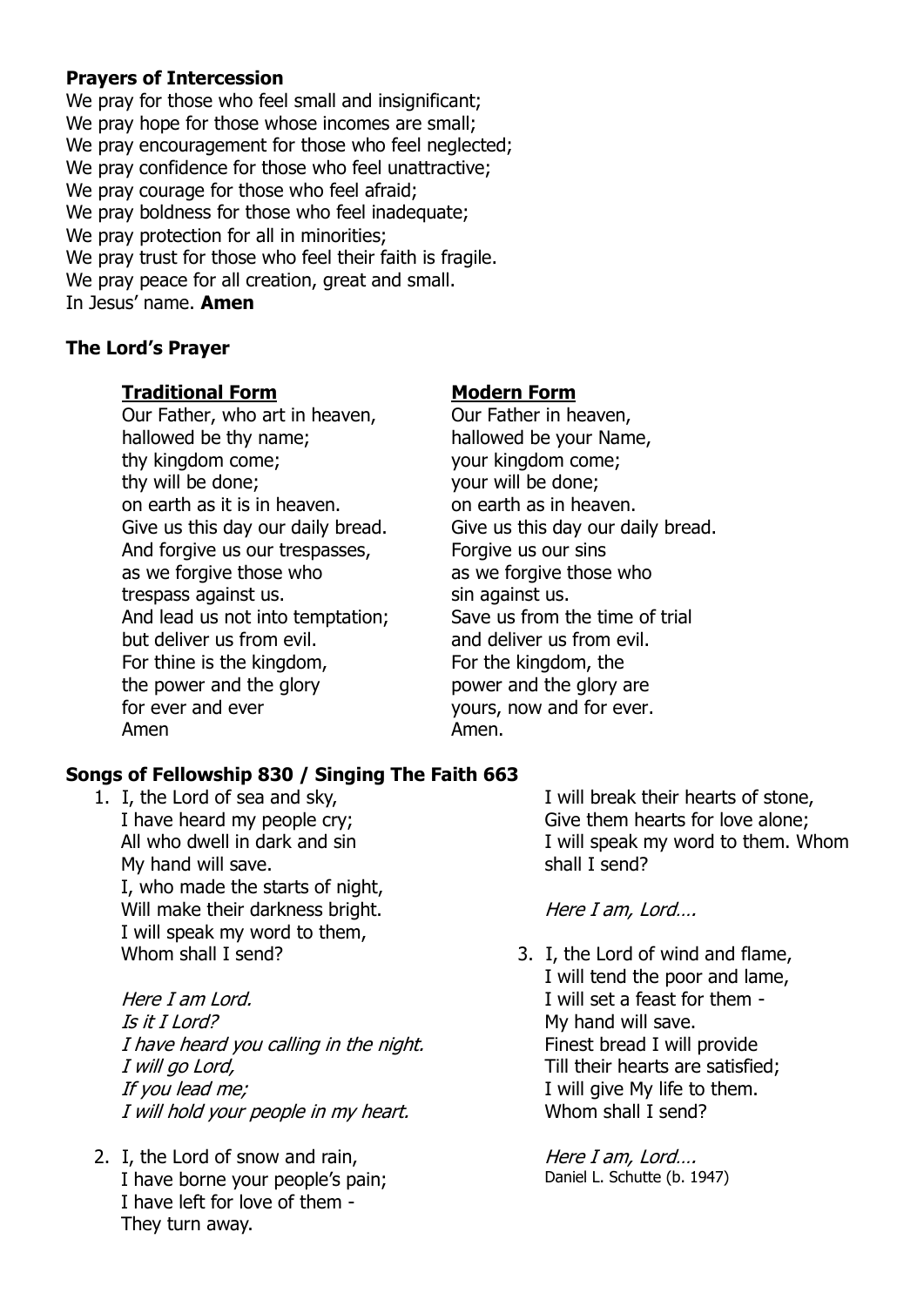**Prayers of Intercession**

We pray for those who feel small and insignificant;
We pray hope for those whose incomes are small;
We pray encouragement for those who feel neglected;
We pray confidence for those who feel unattractive;
We pray courage for those who feel afraid;
We pray boldness for those who feel inadequate;
We pray protection for all in minorities;
We pray trust for those who feel their faith is fragile.
We pray peace for all creation, great and small.
In Jesus' name. **Amen**

**The Lord's Prayer**

**Traditional Form**

Our Father, who art in heaven,
hallowed be thy name;
thy kingdom come;
thy will be done;
on earth as it is in heaven.
Give us this day our daily bread.
And forgive us our trespasses,
as we forgive those who
trespass against us.
And lead us not into temptation;
but deliver us from evil.
For thine is the kingdom,
the power and the glory
for ever and ever
Amen

**Modern Form**

Our Father in heaven,
hallowed be your Name,
your kingdom come;
your will be done;
on earth as in heaven.
Give us this day our daily bread.
Forgive us our sins
as we forgive those who
sin against us.
Save us from the time of trial
and deliver us from evil.
For the kingdom, the
power and the glory are
yours, now and for ever.
Amen.

**Songs of Fellowship 830 / Singing The Faith 663**

1. I, the Lord of sea and sky,
   I have heard my people cry;
   All who dwell in dark and sin
   My hand will save.
   I, who made the starts of night,
   Will make their darkness bright.
   I will speak my word to them,
   Whom shall I send?

   *Here I am Lord.*
   *Is it I Lord?*
   *I have heard you calling in the night.*
   *I will go Lord,*
   *If you lead me;*
   *I will hold your people in my heart.*

2. I, the Lord of snow and rain,
   I have borne your people's pain;
   I have left for love of them -
   They turn away.
   I will break their hearts of stone,
   Give them hearts for love alone;
   I will speak my word to them. Whom shall I send?

   *Here I am, Lord….*

3. I, the Lord of wind and flame,
   I will tend the poor and lame,
   I will set a feast for them -
   My hand will save.
   Finest bread I will provide
   Till their hearts are satisfied;
   I will give My life to them.
   Whom shall I send?

   *Here I am, Lord….*

Daniel L. Schutte (b. 1947)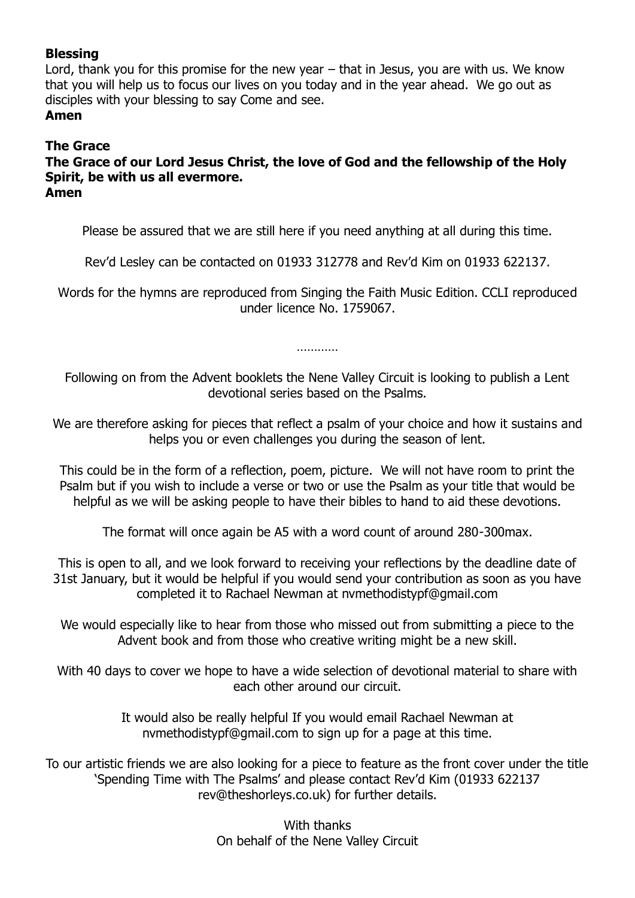**Blessing**

Lord, thank you for this promise for the new year – that in Jesus, you are with us. We know that you will help us to focus our lives on you today and in the year ahead. We go out as disciples with your blessing to say Come and see.

**Amen**

**The Grace**

**The Grace of our Lord Jesus Christ, the love of God and the fellowship of the Holy Spirit, be with us all evermore.**

**Amen**

Please be assured that we are still here if you need anything at all during this time.

Rev'd Lesley can be contacted on 01933 312778 and Rev'd Kim on 01933 622137.

Words for the hymns are reproduced from Singing the Faith Music Edition. CCLI reproduced under licence No. 1759067.

…………

Following on from the Advent booklets the Nene Valley Circuit is looking to publish a Lent devotional series based on the Psalms.

We are therefore asking for pieces that reflect a psalm of your choice and how it sustains and helps you or even challenges you during the season of lent.

This could be in the form of a reflection, poem, picture. We will not have room to print the Psalm but if you wish to include a verse or two or use the Psalm as your title that would be helpful as we will be asking people to have their bibles to hand to aid these devotions.

The format will once again be A5 with a word count of around 280-300max.

This is open to all, and we look forward to receiving your reflections by the deadline date of 31st January, but it would be helpful if you would send your contribution as soon as you have completed it to Rachael Newman at nvmethodistypf@gmail.com

We would especially like to hear from those who missed out from submitting a piece to the Advent book and from those who creative writing might be a new skill.

With 40 days to cover we hope to have a wide selection of devotional material to share with each other around our circuit.

It would also be really helpful If you would email Rachael Newman at nvmethodistypf@gmail.com to sign up for a page at this time.

To our artistic friends we are also looking for a piece to feature as the front cover under the title 'Spending Time with The Psalms' and please contact Rev'd Kim (01933 622137 rev@theshorleys.co.uk) for further details.

With thanks
On behalf of the Nene Valley Circuit